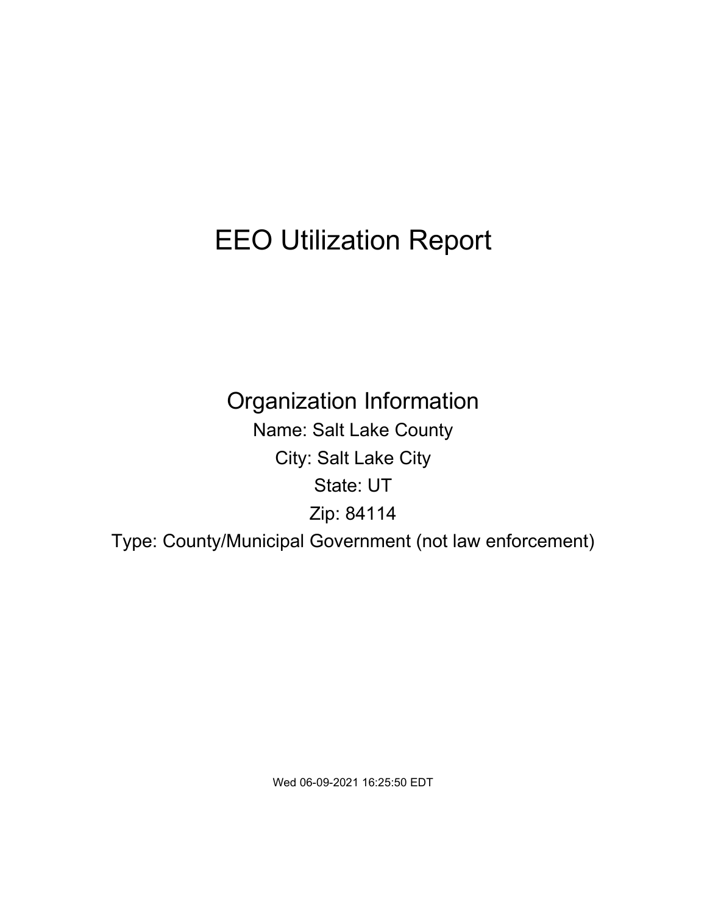# EEO Utilization Report

## Organization Information

Name: Salt Lake County

City: Salt Lake City

State: UT

Zip: 84114

Type: County/Municipal Government (not law enforcement)

Wed 06-09-2021 16:25:50 EDT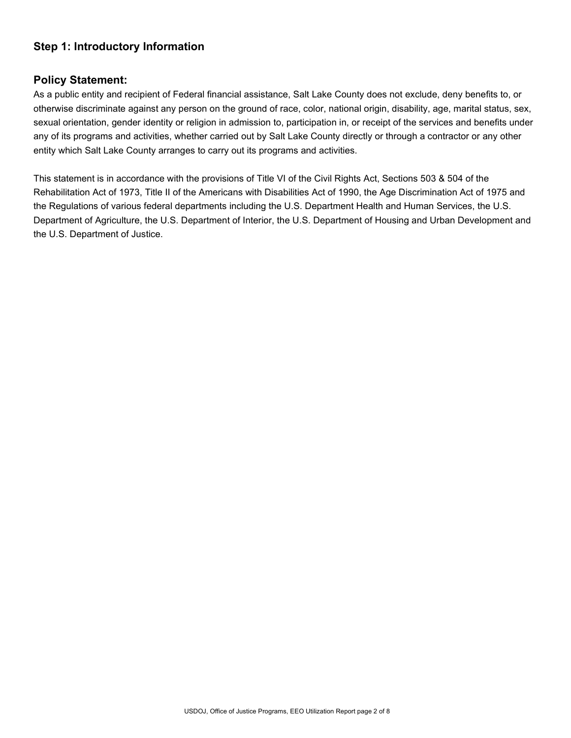## Step 1: Introductory Information

### Policy Statement:

As a public entity and recipient of Federal financial assistance, Salt Lake County does not exclude, deny benefits to, or otherwise discriminate against any person on the ground of race, color, national origin, disability, age, marital status, sex, sexual orientation, gender identity or religion in admission to, participation in, or receipt of the services and benefits under any of its programs and activities, whether carried out by Salt Lake County directly or through a contractor or any other entity which Salt Lake County arranges to carry out its programs and activities.

This statement is in accordance with the provisions of Title VI of the Civil Rights Act, Sections 503 & 504 of the Rehabilitation Act of 1973, Title II of the Americans with Disabilities Act of 1990, the Age Discrimination Act of 1975 and the Regulations of various federal departments including the U.S. Department Health and Human Services, the U.S. Department of Agriculture, the U.S. Department of Interior, the U.S. Department of Housing and Urban Development and the U.S. Department of Justice.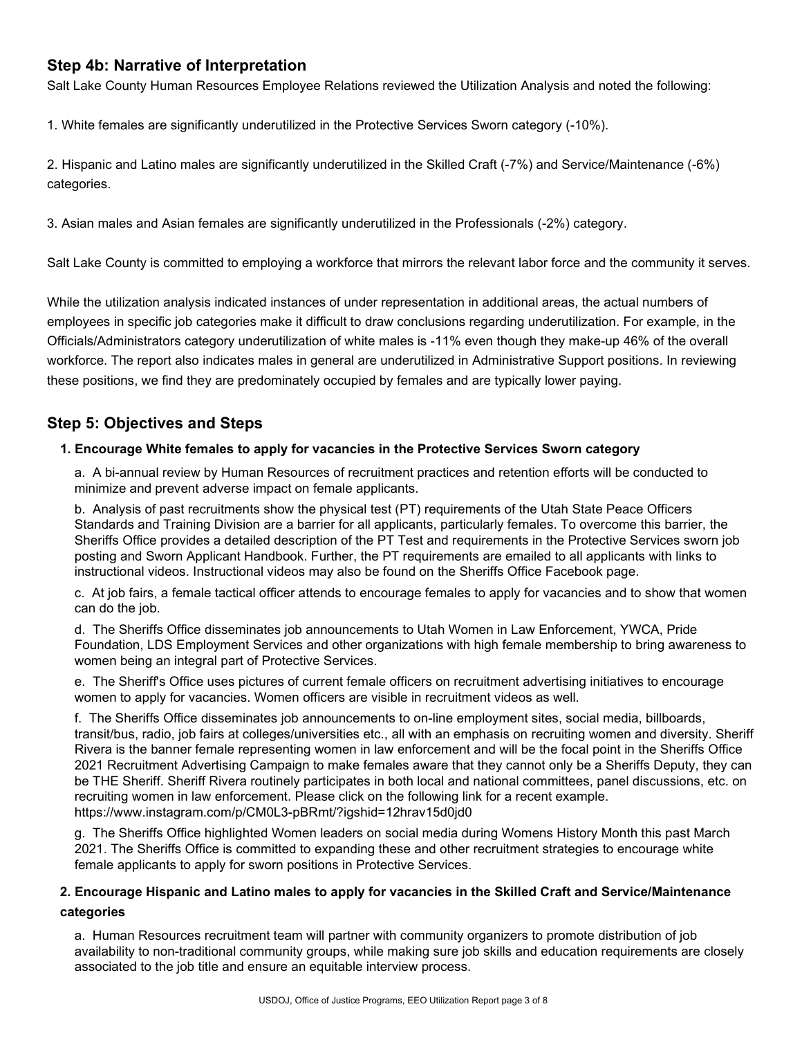## Step 4b: Narrative of Interpretation

Salt Lake County Human Resources Employee Relations reviewed the Utilization Analysis and noted the following:

1. White females are significantly underutilized in the Protective Services Sworn category (-10%).

2. Hispanic and Latino males are significantly underutilized in the Skilled Craft (-7%) and Service/Maintenance (-6%) categories.

3. Asian males and Asian females are significantly underutilized in the Professionals (-2%) category.

Salt Lake County is committed to employing a workforce that mirrors the relevant labor force and the community it serves.

While the utilization analysis indicated instances of under representation in additional areas, the actual numbers of employees in specific job categories make it difficult to draw conclusions regarding underutilization. For example, in the Officials/Administrators category underutilization of white males is -11% even though they make-up 46% of the overall workforce. The report also indicates males in general are underutilized in Administrative Support positions. In reviewing these positions, we find they are predominately occupied by females and are typically lower paying.

## Step 5: Objectives and Steps

**1. Encourage White females to apply for vacancies in the Protective Services Sworn category**

a. A bi-annual review by Human Resources of recruitment practices and retention efforts will be conducted to minimize and prevent adverse impact on female applicants.

b. Analysis of past recruitments show the physical test (PT) requirements of the Utah State Peace Officers Standards and Training Division are a barrier for all applicants, particularly females. To overcome this barrier, the Sheriffs Office provides a detailed description of the PT Test and requirements in the Protective Services sworn job posting and Sworn Applicant Handbook. Further, the PT requirements are emailed to all applicants with links to instructional videos. Instructional videos may also be found on the Sheriffs Office Facebook page.

c. At job fairs, a female tactical officer attends to encourage females to apply for vacancies and to show that women can do the job.

d. The Sheriffs Office disseminates job announcements to Utah Women in Law Enforcement, YWCA, Pride Foundation, LDS Employment Services and other organizations with high female membership to bring awareness to women being an integral part of Protective Services.

e. The Sheriff's Office uses pictures of current female officers on recruitment advertising initiatives to encourage women to apply for vacancies. Women officers are visible in recruitment videos as well.

f. The Sheriffs Office disseminates job announcements to on-line employment sites, social media, billboards, transit/bus, radio, job fairs at colleges/universities etc., all with an emphasis on recruiting women and diversity. Sheriff Rivera is the banner female representing women in law enforcement and will be the focal point in the Sheriffs Office 2021 Recruitment Advertising Campaign to make females aware that they cannot only be a Sheriffs Deputy, they can be THE Sheriff. Sheriff Rivera routinely participates in both local and national committees, panel discussions, etc. on recruiting women in law enforcement. Please click on the following link for a recent example. https://www.instagram.com/p/CM0L3-pBRmt/?igshid=12hrav15d0jd0

g. The Sheriffs Office highlighted Women leaders on social media during Womens History Month this past March 2021. The Sheriffs Office is committed to expanding these and other recruitment strategies to encourage white female applicants to apply for sworn positions in Protective Services.

**2. Encourage Hispanic and Latino males to apply for vacancies in the Skilled Craft and Service/Maintenance categories**

a. Human Resources recruitment team will partner with community organizers to promote distribution of job availability to non-traditional community groups, while making sure job skills and education requirements are closely associated to the job title and ensure an equitable interview process.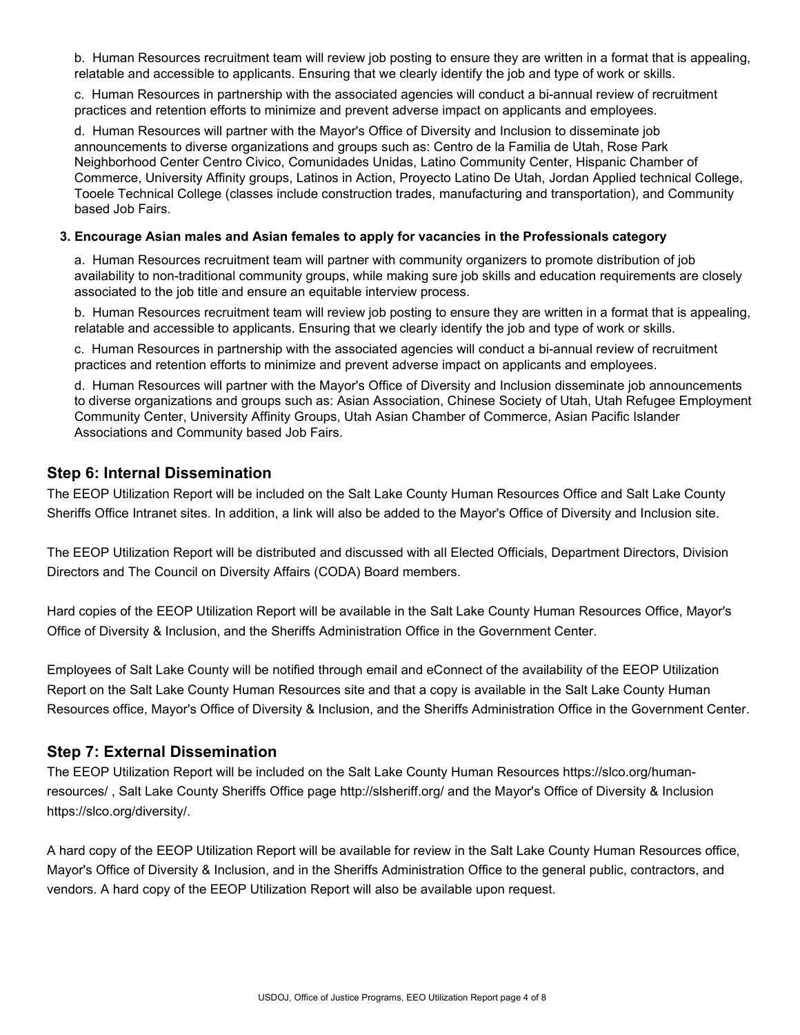b. Human Resources recruitment team will review job posting to ensure they are written in a format that is appealing, relatable and accessible to applicants. Ensuring that we clearly identify the job and type of work or skills.

c. Human Resources in partnership with the associated agencies will conduct a bi-annual review of recruitment practices and retention efforts to minimize and prevent adverse impact on applicants and employees.

d. Human Resources will partner with the Mayor's Office of Diversity and Inclusion to disseminate job announcements to diverse organizations and groups such as: Centro de la Familia de Utah, Rose Park Neighborhood Center Centro Civico, Comunidades Unidas, Latino Community Center, Hispanic Chamber of Commerce, University Affinity groups, Latinos in Action, Proyecto Latino De Utah, Jordan Applied technical College, Tooele Technical College (classes include construction trades, manufacturing and transportation), and Community based Job Fairs.

**3. Encourage Asian males and Asian females to apply for vacancies in the Professionals category**

a. Human Resources recruitment team will partner with community organizers to promote distribution of job availability to non-traditional community groups, while making sure job skills and education requirements are closely associated to the job title and ensure an equitable interview process.

b. Human Resources recruitment team will review job posting to ensure they are written in a format that is appealing, relatable and accessible to applicants. Ensuring that we clearly identify the job and type of work or skills.

c. Human Resources in partnership with the associated agencies will conduct a bi-annual review of recruitment practices and retention efforts to minimize and prevent adverse impact on applicants and employees.

d. Human Resources will partner with the Mayor's Office of Diversity and Inclusion disseminate job announcements to diverse organizations and groups such as: Asian Association, Chinese Society of Utah, Utah Refugee Employment Community Center, University Affinity Groups, Utah Asian Chamber of Commerce, Asian Pacific Islander Associations and Community based Job Fairs.

## Step 6: Internal Dissemination

The EEOP Utilization Report will be included on the Salt Lake County Human Resources Office and Salt Lake County Sheriffs Office Intranet sites. In addition, a link will also be added to the Mayor's Office of Diversity and Inclusion site.

The EEOP Utilization Report will be distributed and discussed with all Elected Officials, Department Directors, Division Directors and The Council on Diversity Affairs (CODA) Board members.

Hard copies of the EEOP Utilization Report will be available in the Salt Lake County Human Resources Office, Mayor's Office of Diversity & Inclusion, and the Sheriffs Administration Office in the Government Center.

Employees of Salt Lake County will be notified through email and eConnect of the availability of the EEOP Utilization Report on the Salt Lake County Human Resources site and that a copy is available in the Salt Lake County Human Resources office, Mayor's Office of Diversity & Inclusion, and the Sheriffs Administration Office in the Government Center.

## Step 7: External Dissemination

The EEOP Utilization Report will be included on the Salt Lake County Human Resources https://slco.org/human-resources/ , Salt Lake County Sheriffs Office page http://slsheriff.org/ and the Mayor's Office of Diversity & Inclusion https://slco.org/diversity/.

A hard copy of the EEOP Utilization Report will be available for review in the Salt Lake County Human Resources office, Mayor's Office of Diversity & Inclusion, and in the Sheriffs Administration Office to the general public, contractors, and vendors. A hard copy of the EEOP Utilization Report will also be available upon request.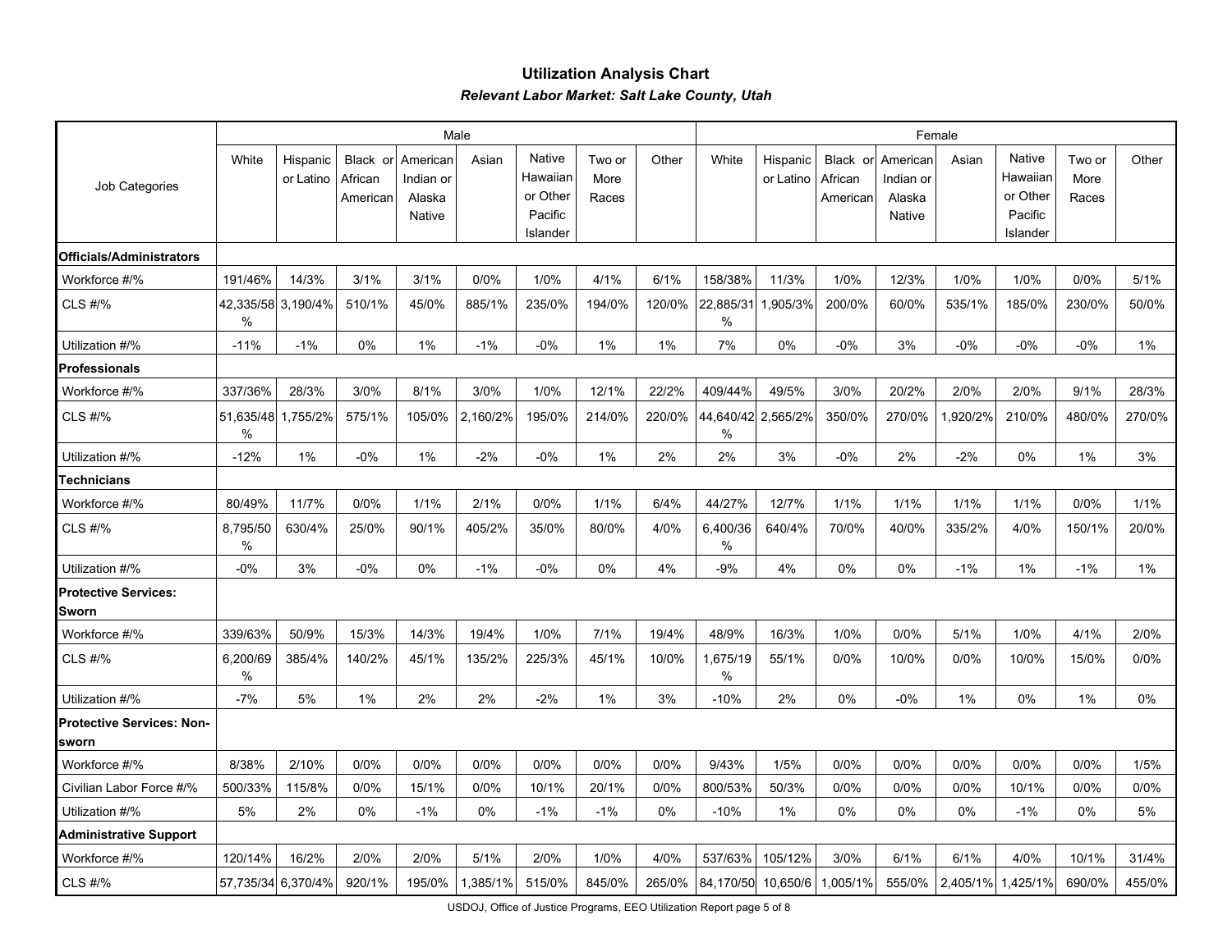## Utilization Analysis Chart

***Relevant Labor Market: Salt Lake County, Utah***

| Job Categories | Male | | | | | | | | Female | | | | | | | |
|---|---|---|---|---|---|---|---|---|---|---|---|---|---|---|---|---|
| | White | Hispanic or Latino | Black or African American | American Indian or Alaska Native | Asian | Native Hawaiian or Other Pacific Islander | Two or More Races | Other | White | Hispanic or Latino | Black or African American | American Indian or Alaska Native | Asian | Native Hawaiian or Other Pacific Islander | Two or More Races | Other |
| **Officials/Administrators** | | | | | | | | | | | | | | | | |
| Workforce #/% | 191/46% | 14/3% | 3/1% | 3/1% | 0/0% | 1/0% | 4/1% | 6/1% | 158/38% | 11/3% | 1/0% | 12/3% | 1/0% | 1/0% | 0/0% | 5/1% |
| CLS #/% | 42,335/58% | 3,190/4% | 510/1% | 45/0% | 885/1% | 235/0% | 194/0% | 120/0% | 22,885/31% | 1,905/3% | 200/0% | 60/0% | 535/1% | 185/0% | 230/0% | 50/0% |
| Utilization #/% | -11% | -1% | 0% | 1% | -1% | -0% | 1% | 1% | 7% | 0% | -0% | 3% | -0% | -0% | -0% | 1% |
| **Professionals** | | | | | | | | | | | | | | | | |
| Workforce #/% | 337/36% | 28/3% | 3/0% | 8/1% | 3/0% | 1/0% | 12/1% | 22/2% | 409/44% | 49/5% | 3/0% | 20/2% | 2/0% | 2/0% | 9/1% | 28/3% |
| CLS #/% | 51,635/48% | 1,755/2% | 575/1% | 105/0% | 2,160/2% | 195/0% | 214/0% | 220/0% | 44,640/42% | 2,565/2% | 350/0% | 270/0% | 1,920/2% | 210/0% | 480/0% | 270/0% |
| Utilization #/% | -12% | 1% | -0% | 1% | -2% | -0% | 1% | 2% | 2% | 3% | -0% | 2% | -2% | 0% | 1% | 3% |
| **Technicians** | | | | | | | | | | | | | | | | |
| Workforce #/% | 80/49% | 11/7% | 0/0% | 1/1% | 2/1% | 0/0% | 1/1% | 6/4% | 44/27% | 12/7% | 1/1% | 1/1% | 1/1% | 1/1% | 0/0% | 1/1% |
| CLS #/% | 8,795/50% | 630/4% | 25/0% | 90/1% | 405/2% | 35/0% | 80/0% | 4/0% | 6,400/36% | 640/4% | 70/0% | 40/0% | 335/2% | 4/0% | 150/1% | 20/0% |
| Utilization #/% | -0% | 3% | -0% | 0% | -1% | -0% | 0% | 4% | -9% | 4% | 0% | 0% | -1% | 1% | -1% | 1% |
| **Protective Services: Sworn** | | | | | | | | | | | | | | | | |
| Workforce #/% | 339/63% | 50/9% | 15/3% | 14/3% | 19/4% | 1/0% | 7/1% | 19/4% | 48/9% | 16/3% | 1/0% | 0/0% | 5/1% | 1/0% | 4/1% | 2/0% |
| CLS #/% | 6,200/69% | 385/4% | 140/2% | 45/1% | 135/2% | 225/3% | 45/1% | 10/0% | 1,675/19% | 55/1% | 0/0% | 10/0% | 0/0% | 10/0% | 15/0% | 0/0% |
| Utilization #/% | -7% | 5% | 1% | 2% | 2% | -2% | 1% | 3% | -10% | 2% | 0% | -0% | 1% | 0% | 1% | 0% |
| **Protective Services: Non-sworn** | | | | | | | | | | | | | | | | |
| Workforce #/% | 8/38% | 2/10% | 0/0% | 0/0% | 0/0% | 0/0% | 0/0% | 0/0% | 9/43% | 1/5% | 0/0% | 0/0% | 0/0% | 0/0% | 0/0% | 1/5% |
| Civilian Labor Force #/% | 500/33% | 115/8% | 0/0% | 15/1% | 0/0% | 10/1% | 20/1% | 0/0% | 800/53% | 50/3% | 0/0% | 0/0% | 0/0% | 10/1% | 0/0% | 0/0% |
| Utilization #/% | 5% | 2% | 0% | -1% | 0% | -1% | -1% | 0% | -10% | 1% | 0% | 0% | 0% | -1% | 0% | 5% |
| **Administrative Support** | | | | | | | | | | | | | | | | |
| Workforce #/% | 120/14% | 16/2% | 2/0% | 2/0% | 5/1% | 2/0% | 1/0% | 4/0% | 537/63% | 105/12% | 3/0% | 6/1% | 6/1% | 4/0% | 10/1% | 31/4% |
| CLS #/% | 57,735/34 | 6,370/4% | 920/1% | 195/0% | 1,385/1% | 515/0% | 845/0% | 265/0% | 84,170/50 | 10,650/6 | 1,005/1% | 555/0% | 2,405/1% | 1,425/1% | 690/0% | 455/0% |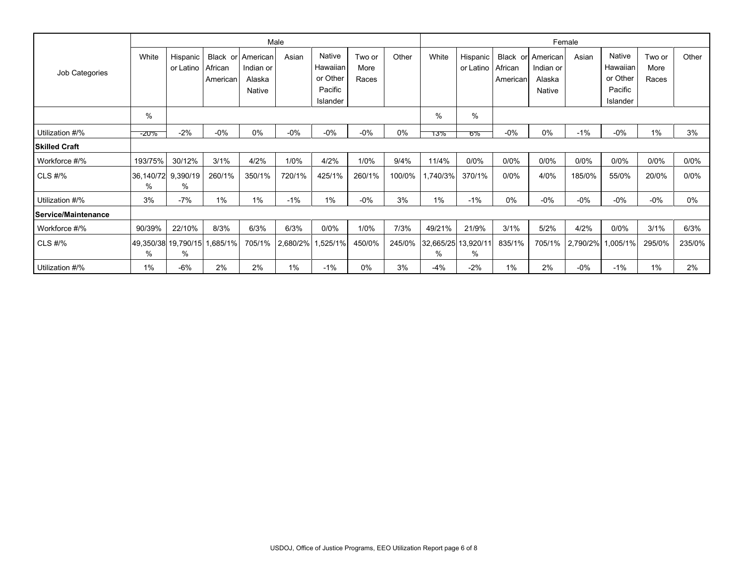| Job Categories | Male | | | | | | | | Female | | | | | | | |
|---|---|---|---|---|---|---|---|---|---|---|---|---|---|---|---|---|
| | White | Hispanic or Latino | Black or African American | American Indian or Alaska Native | Asian | Native Hawaiian or Other Pacific Islander | Two or More Races | Other | White | Hispanic or Latino | Black or African American | American Indian or Alaska Native | Asian | Native Hawaiian or Other Pacific Islander | Two or More Races | Other |
| | % | | | | | | | | % | % | | | | | | |
| Utilization #/% | -20% | -2% | -0% | 0% | -0% | -0% | -0% | 0% | 13% | 6% | -0% | 0% | -1% | -0% | 1% | 3% |
| **Skilled Craft** | | | | | | | | | | | | | | | | |
| Workforce #/% | 193/75% | 30/12% | 3/1% | 4/2% | 1/0% | 4/2% | 1/0% | 9/4% | 11/4% | 0/0% | 0/0% | 0/0% | 0/0% | 0/0% | 0/0% | 0/0% |
| CLS #/% | 36,140/72% | 9,390/19% | 260/1% | 350/1% | 720/1% | 425/1% | 260/1% | 100/0% | 1,740/3% | 370/1% | 0/0% | 4/0% | 185/0% | 55/0% | 20/0% | 0/0% |
| Utilization #/% | 3% | -7% | 1% | 1% | -1% | 1% | -0% | 3% | 1% | -1% | 0% | -0% | -0% | -0% | -0% | 0% |
| **Service/Maintenance** | | | | | | | | | | | | | | | | |
| Workforce #/% | 90/39% | 22/10% | 8/3% | 6/3% | 6/3% | 0/0% | 1/0% | 7/3% | 49/21% | 21/9% | 3/1% | 5/2% | 4/2% | 0/0% | 3/1% | 6/3% |
| CLS #/% | 49,350/38% | 19,790/15% | 1,685/1% | 705/1% | 2,680/2% | 1,525/1% | 450/0% | 245/0% | 32,665/25% | 13,920/11% | 835/1% | 705/1% | 2,790/2% | 1,005/1% | 295/0% | 235/0% |
| Utilization #/% | 1% | -6% | 2% | 2% | 1% | -1% | 0% | 3% | -4% | -2% | 1% | 2% | -0% | -1% | 1% | 2% |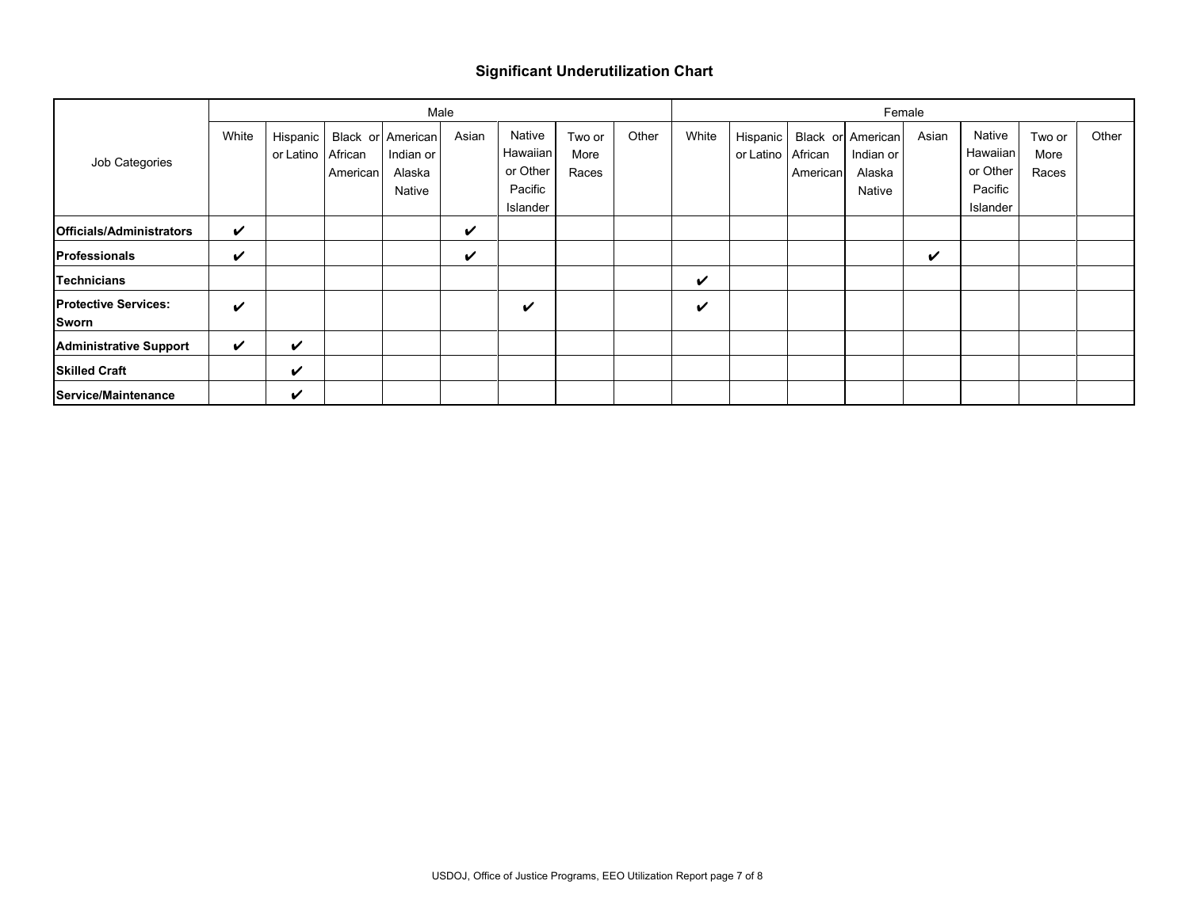## Significant Underutilization Chart

| Job Categories | Male | | | | | | | | Female | | | | | | | |
|---|---|---|---|---|---|---|---|---|---|---|---|---|---|---|---|---|
| | White | Hispanic or Latino | Black or African American | American Indian or Alaska Native | Asian | Native Hawaiian or Other Pacific Islander | Two or More Races | Other | White | Hispanic or Latino | Black or African American | American Indian or Alaska Native | Asian | Native Hawaiian or Other Pacific Islander | Two or More Races | Other |
| **Officials/Administrators** | ✔ | | | | ✔ | | | | | | | | | | | |
| **Professionals** | ✔ | | | | ✔ | | | | | | | | ✔ | | | |
| **Technicians** | | | | | | | | | ✔ | | | | | | | |
| **Protective Services: Sworn** | ✔ | | | | | ✔ | | | ✔ | | | | | | | |
| **Administrative Support** | ✔ | ✔ | | | | | | | | | | | | | | |
| **Skilled Craft** | | ✔ | | | | | | | | | | | | | | |
| **Service/Maintenance** | | ✔ | | | | | | | | | | | | | | |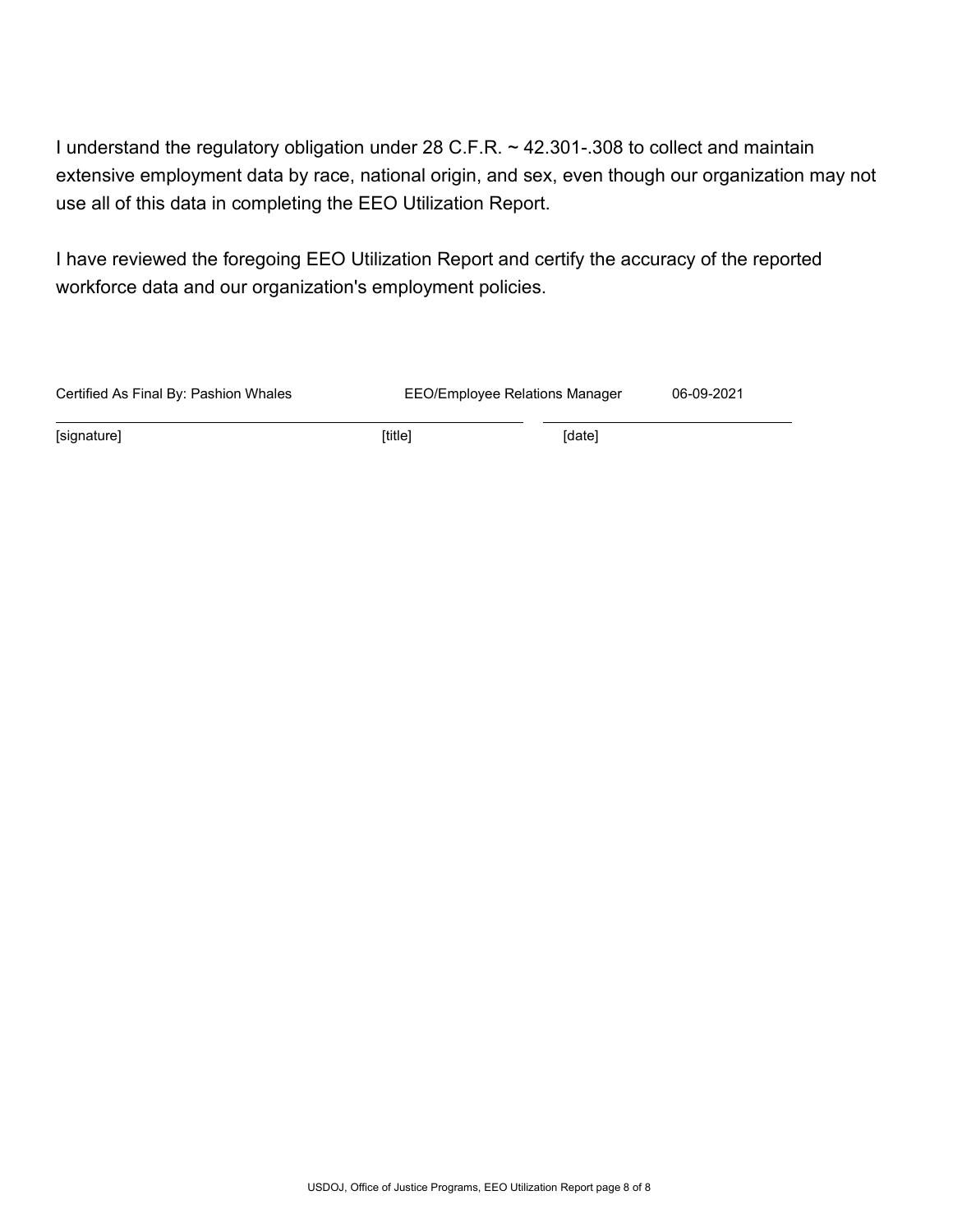I understand the regulatory obligation under 28 C.F.R. ~ 42.301-.308 to collect and maintain extensive employment data by race, national origin, and sex, even though our organization may not use all of this data in completing the EEO Utilization Report.

I have reviewed the foregoing EEO Utilization Report and certify the accuracy of the reported workforce data and our organization's employment policies.

| | | |
|---|---|---|
| Certified As Final By: Pashion Whales | EEO/Employee Relations Manager | 06-09-2021 |
| [signature] | [title] | [date] |